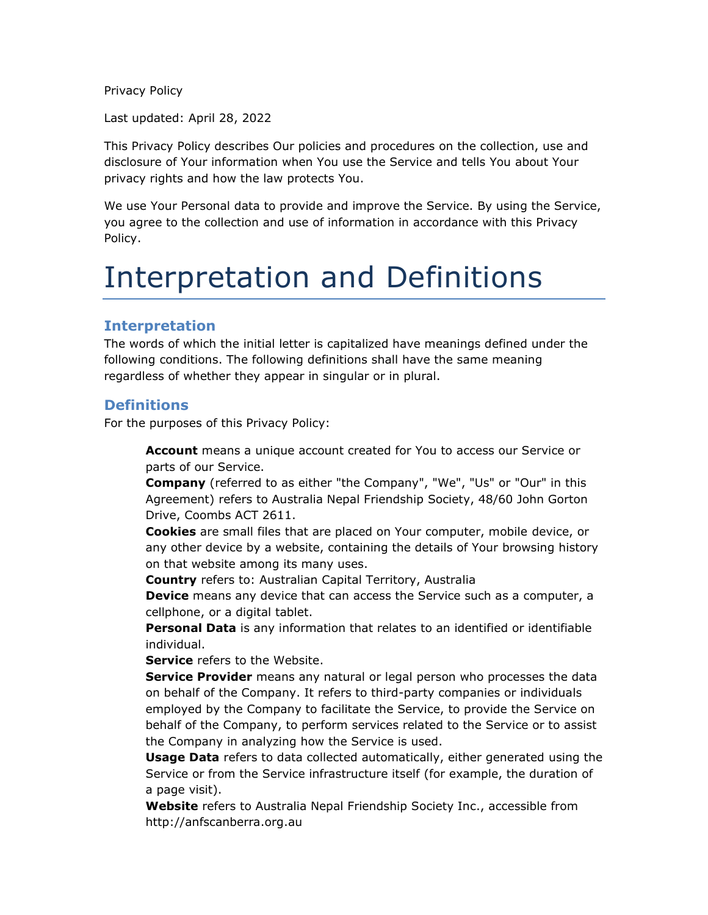Privacy Policy

Last updated: April 28, 2022

This Privacy Policy describes Our policies and procedures on the collection, use and disclosure of Your information when You use the Service and tells You about Your privacy rights and how the law protects You.

We use Your Personal data to provide and improve the Service. By using the Service, you agree to the collection and use of information in accordance with this Privacy Policy.

# Interpretation and Definitions

## Interpretation

The words of which the initial letter is capitalized have meanings defined under the following conditions. The following definitions shall have the same meaning regardless of whether they appear in singular or in plural.

## Definitions

For the purposes of this Privacy Policy:

- **Account** means a unique account created for You to access our Service or parts of our Service.
- **Company** (referred to as either "the Company", "We", "Us" or "Our" in this Agreement) refers to Australia Nepal Friendship Society, 48/60 John Gorton Drive, Coombs ACT 2611.
- **Cookies** are small files that are placed on Your computer, mobile device, or any other device by a website, containing the details of Your browsing history on that website among its many uses.
- **Country** refers to: Australian Capital Territory, Australia
- **Device** means any device that can access the Service such as a computer, a cellphone, or a digital tablet.
- **Personal Data** is any information that relates to an identified or identifiable individual.
- **Service** refers to the Website.
- **Service Provider** means any natural or legal person who processes the data on behalf of the Company. It refers to third-party companies or individuals employed by the Company to facilitate the Service, to provide the Service on behalf of the Company, to perform services related to the Service or to assist the Company in analyzing how the Service is used.
- **Usage Data** refers to data collected automatically, either generated using the Service or from the Service infrastructure itself (for example, the duration of a page visit).
- **Website** refers to Australia Nepal Friendship Society Inc., accessible from http://anfscanberra.org.au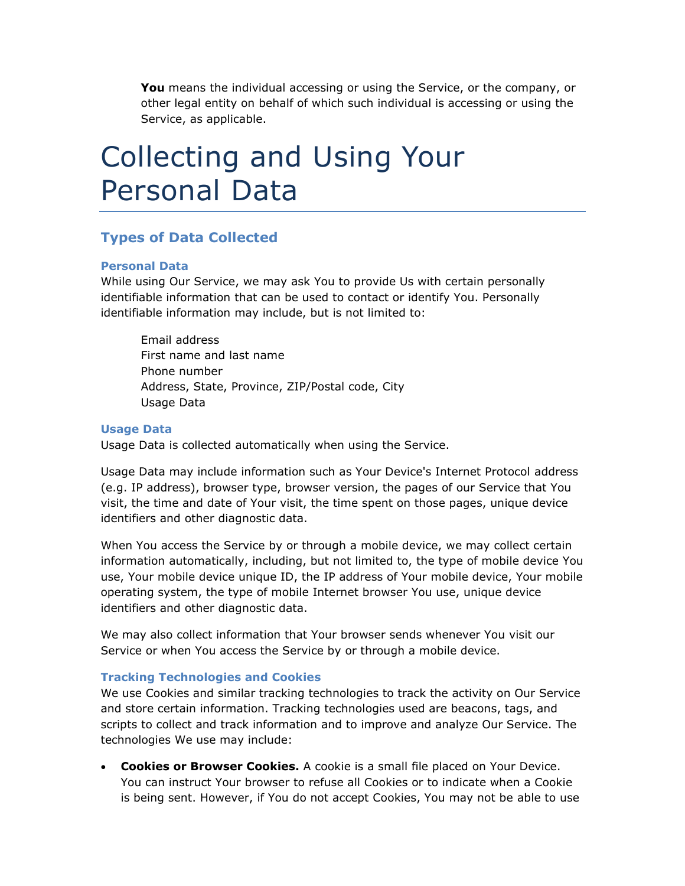**You** means the individual accessing or using the Service, or the company, or other legal entity on behalf of which such individual is accessing or using the Service, as applicable.

# Collecting and Using Your Personal Data

## Types of Data Collected

### Personal Data

While using Our Service, we may ask You to provide Us with certain personally identifiable information that can be used to contact or identify You. Personally identifiable information may include, but is not limited to:

Email address
First name and last name
Phone number
Address, State, Province, ZIP/Postal code, City
Usage Data

### Usage Data

Usage Data is collected automatically when using the Service.

Usage Data may include information such as Your Device's Internet Protocol address (e.g. IP address), browser type, browser version, the pages of our Service that You visit, the time and date of Your visit, the time spent on those pages, unique device identifiers and other diagnostic data.

When You access the Service by or through a mobile device, we may collect certain information automatically, including, but not limited to, the type of mobile device You use, Your mobile device unique ID, the IP address of Your mobile device, Your mobile operating system, the type of mobile Internet browser You use, unique device identifiers and other diagnostic data.

We may also collect information that Your browser sends whenever You visit our Service or when You access the Service by or through a mobile device.

### Tracking Technologies and Cookies

We use Cookies and similar tracking technologies to track the activity on Our Service and store certain information. Tracking technologies used are beacons, tags, and scripts to collect and track information and to improve and analyze Our Service. The technologies We use may include:

- **Cookies or Browser Cookies.** A cookie is a small file placed on Your Device. You can instruct Your browser to refuse all Cookies or to indicate when a Cookie is being sent. However, if You do not accept Cookies, You may not be able to use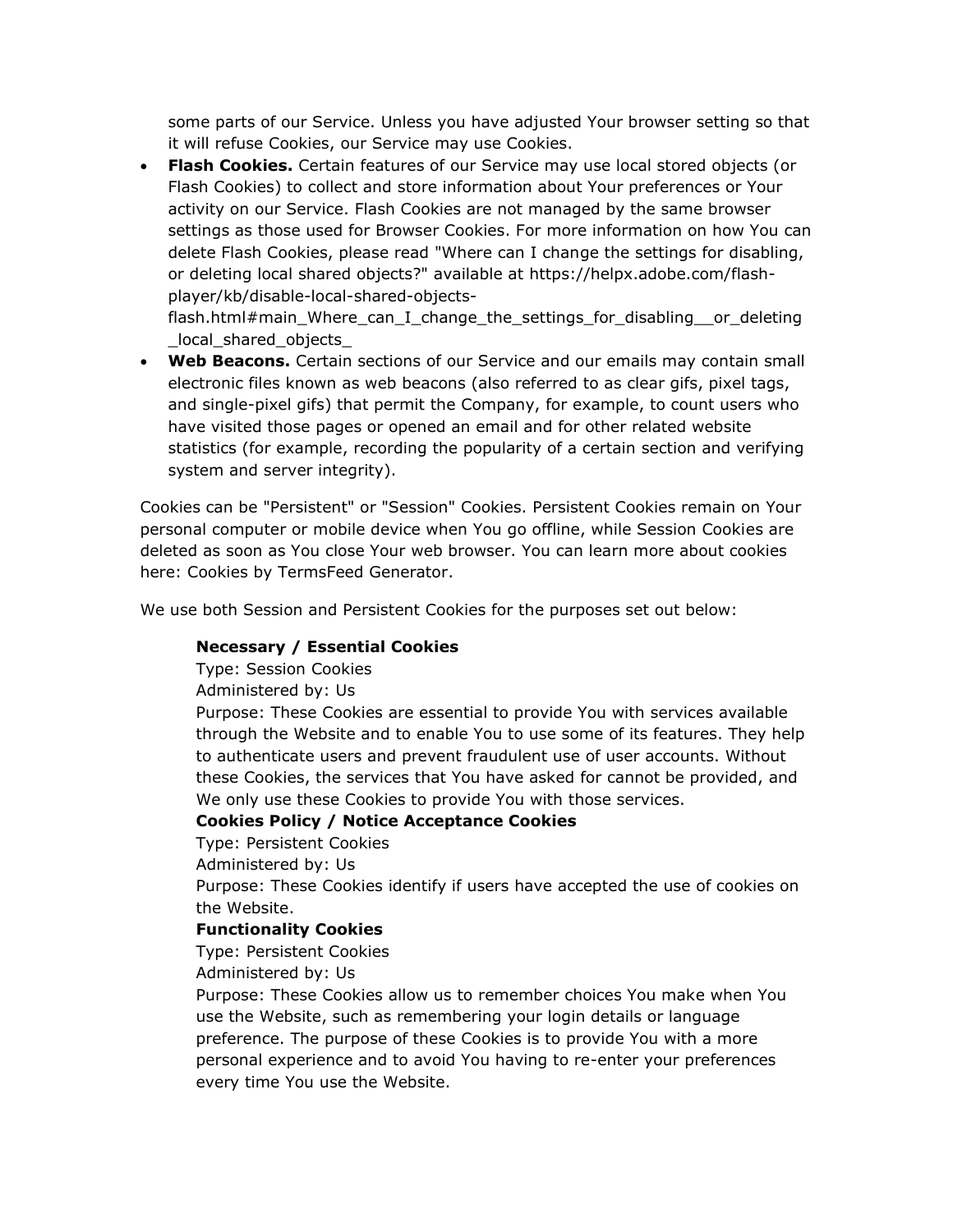some parts of our Service. Unless you have adjusted Your browser setting so that it will refuse Cookies, our Service may use Cookies.

- **Flash Cookies.** Certain features of our Service may use local stored objects (or Flash Cookies) to collect and store information about Your preferences or Your activity on our Service. Flash Cookies are not managed by the same browser settings as those used for Browser Cookies. For more information on how You can delete Flash Cookies, please read "Where can I change the settings for disabling, or deleting local shared objects?" available at https://helpx.adobe.com/flash-player/kb/disable-local-shared-objects-flash.html#main_Where_can_I_change_the_settings_for_disabling__or_deleting_local_shared_objects_
- **Web Beacons.** Certain sections of our Service and our emails may contain small electronic files known as web beacons (also referred to as clear gifs, pixel tags, and single-pixel gifs) that permit the Company, for example, to count users who have visited those pages or opened an email and for other related website statistics (for example, recording the popularity of a certain section and verifying system and server integrity).

Cookies can be "Persistent" or "Session" Cookies. Persistent Cookies remain on Your personal computer or mobile device when You go offline, while Session Cookies are deleted as soon as You close Your web browser. You can learn more about cookies here: Cookies by TermsFeed Generator.

We use both Session and Persistent Cookies for the purposes set out below:

**Necessary / Essential Cookies**
Type: Session Cookies
Administered by: Us
Purpose: These Cookies are essential to provide You with services available through the Website and to enable You to use some of its features. They help to authenticate users and prevent fraudulent use of user accounts. Without these Cookies, the services that You have asked for cannot be provided, and We only use these Cookies to provide You with those services.

**Cookies Policy / Notice Acceptance Cookies**
Type: Persistent Cookies
Administered by: Us
Purpose: These Cookies identify if users have accepted the use of cookies on the Website.

**Functionality Cookies**
Type: Persistent Cookies
Administered by: Us
Purpose: These Cookies allow us to remember choices You make when You use the Website, such as remembering your login details or language preference. The purpose of these Cookies is to provide You with a more personal experience and to avoid You having to re-enter your preferences every time You use the Website.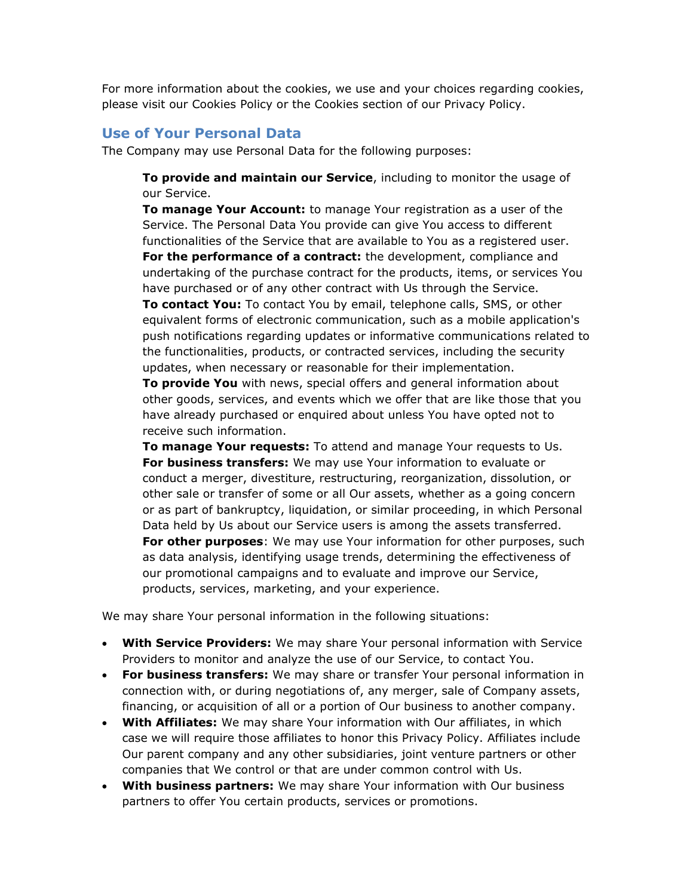For more information about the cookies, we use and your choices regarding cookies, please visit our Cookies Policy or the Cookies section of our Privacy Policy.

## Use of Your Personal Data

The Company may use Personal Data for the following purposes:

**To provide and maintain our Service**, including to monitor the usage of our Service.

**To manage Your Account:** to manage Your registration as a user of the Service. The Personal Data You provide can give You access to different functionalities of the Service that are available to You as a registered user.

**For the performance of a contract:** the development, compliance and undertaking of the purchase contract for the products, items, or services You have purchased or of any other contract with Us through the Service.

**To contact You:** To contact You by email, telephone calls, SMS, or other equivalent forms of electronic communication, such as a mobile application's push notifications regarding updates or informative communications related to the functionalities, products, or contracted services, including the security updates, when necessary or reasonable for their implementation.

**To provide You** with news, special offers and general information about other goods, services, and events which we offer that are like those that you have already purchased or enquired about unless You have opted not to receive such information.

**To manage Your requests:** To attend and manage Your requests to Us.

**For business transfers:** We may use Your information to evaluate or conduct a merger, divestiture, restructuring, reorganization, dissolution, or other sale or transfer of some or all Our assets, whether as a going concern or as part of bankruptcy, liquidation, or similar proceeding, in which Personal Data held by Us about our Service users is among the assets transferred.

**For other purposes**: We may use Your information for other purposes, such as data analysis, identifying usage trends, determining the effectiveness of our promotional campaigns and to evaluate and improve our Service, products, services, marketing, and your experience.

We may share Your personal information in the following situations:

- **With Service Providers:** We may share Your personal information with Service Providers to monitor and analyze the use of our Service, to contact You.
- **For business transfers:** We may share or transfer Your personal information in connection with, or during negotiations of, any merger, sale of Company assets, financing, or acquisition of all or a portion of Our business to another company.
- **With Affiliates:** We may share Your information with Our affiliates, in which case we will require those affiliates to honor this Privacy Policy. Affiliates include Our parent company and any other subsidiaries, joint venture partners or other companies that We control or that are under common control with Us.
- **With business partners:** We may share Your information with Our business partners to offer You certain products, services or promotions.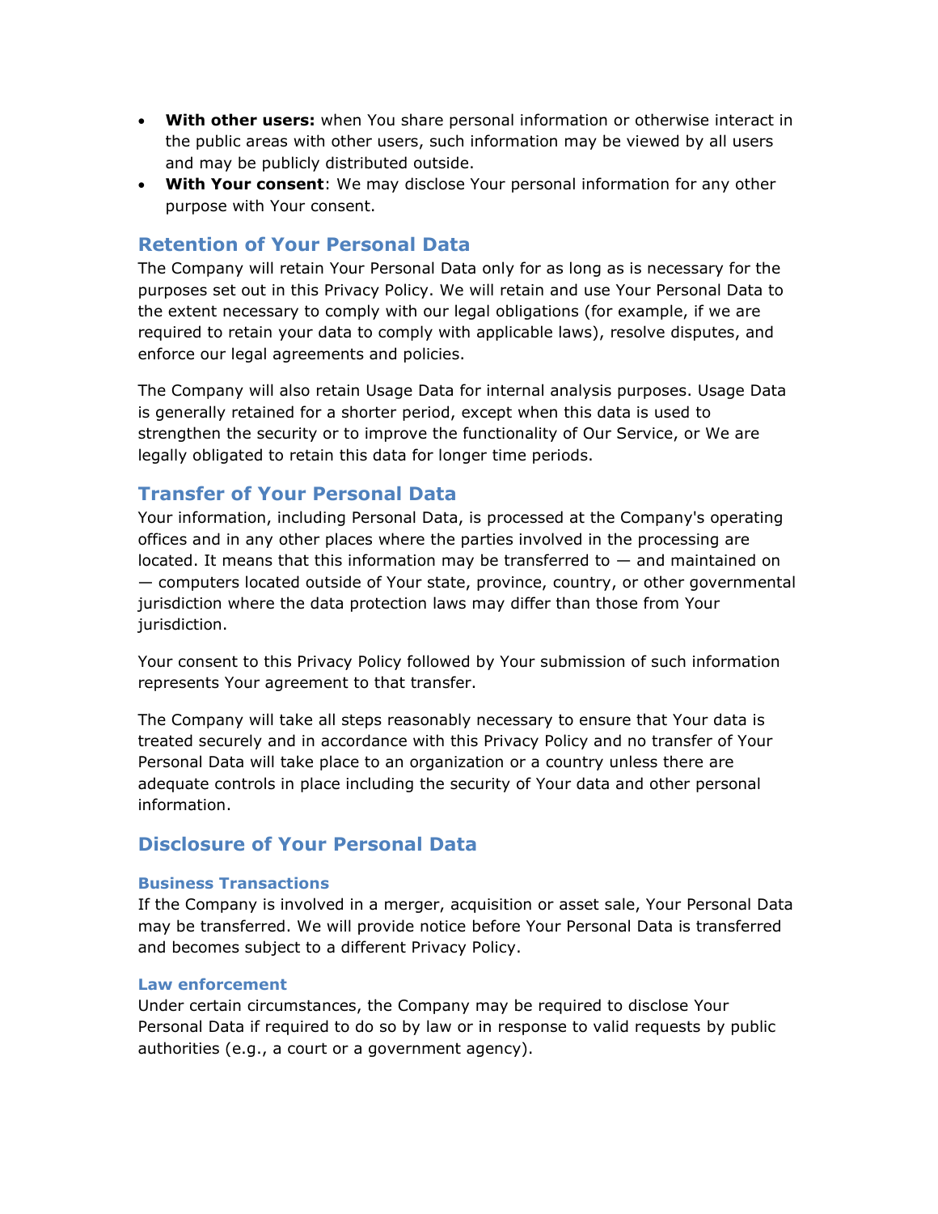- **With other users:** when You share personal information or otherwise interact in the public areas with other users, such information may be viewed by all users and may be publicly distributed outside.
- **With Your consent**: We may disclose Your personal information for any other purpose with Your consent.

## Retention of Your Personal Data

The Company will retain Your Personal Data only for as long as is necessary for the purposes set out in this Privacy Policy. We will retain and use Your Personal Data to the extent necessary to comply with our legal obligations (for example, if we are required to retain your data to comply with applicable laws), resolve disputes, and enforce our legal agreements and policies.

The Company will also retain Usage Data for internal analysis purposes. Usage Data is generally retained for a shorter period, except when this data is used to strengthen the security or to improve the functionality of Our Service, or We are legally obligated to retain this data for longer time periods.

## Transfer of Your Personal Data

Your information, including Personal Data, is processed at the Company's operating offices and in any other places where the parties involved in the processing are located. It means that this information may be transferred to — and maintained on — computers located outside of Your state, province, country, or other governmental jurisdiction where the data protection laws may differ than those from Your jurisdiction.

Your consent to this Privacy Policy followed by Your submission of such information represents Your agreement to that transfer.

The Company will take all steps reasonably necessary to ensure that Your data is treated securely and in accordance with this Privacy Policy and no transfer of Your Personal Data will take place to an organization or a country unless there are adequate controls in place including the security of Your data and other personal information.

## Disclosure of Your Personal Data

### Business Transactions

If the Company is involved in a merger, acquisition or asset sale, Your Personal Data may be transferred. We will provide notice before Your Personal Data is transferred and becomes subject to a different Privacy Policy.

### Law enforcement

Under certain circumstances, the Company may be required to disclose Your Personal Data if required to do so by law or in response to valid requests by public authorities (e.g., a court or a government agency).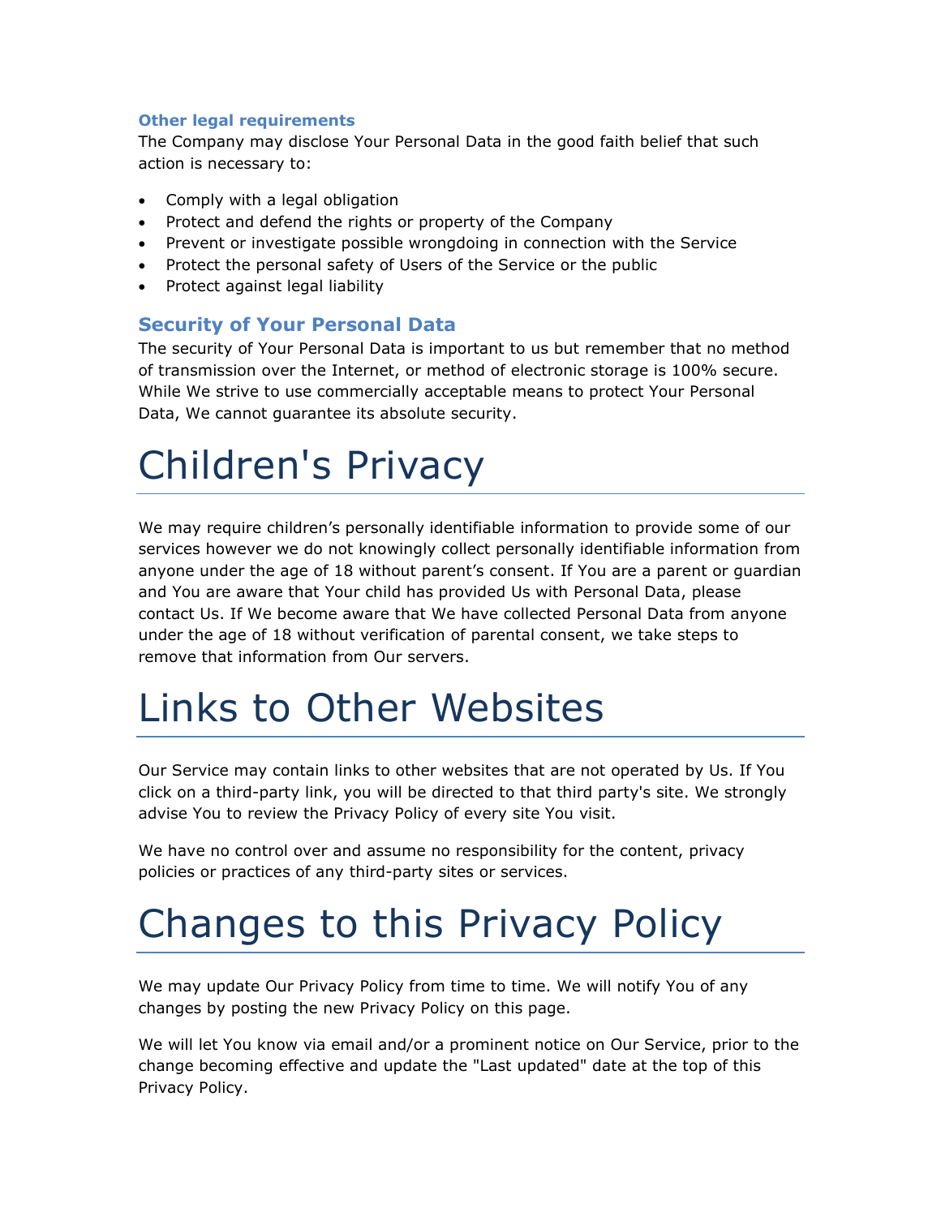### Other legal requirements

The Company may disclose Your Personal Data in the good faith belief that such action is necessary to:

- Comply with a legal obligation
- Protect and defend the rights or property of the Company
- Prevent or investigate possible wrongdoing in connection with the Service
- Protect the personal safety of Users of the Service or the public
- Protect against legal liability

## Security of Your Personal Data

The security of Your Personal Data is important to us but remember that no method of transmission over the Internet, or method of electronic storage is 100% secure. While We strive to use commercially acceptable means to protect Your Personal Data, We cannot guarantee its absolute security.

# Children's Privacy

We may require children's personally identifiable information to provide some of our services however we do not knowingly collect personally identifiable information from anyone under the age of 18 without parent's consent. If You are a parent or guardian and You are aware that Your child has provided Us with Personal Data, please contact Us. If We become aware that We have collected Personal Data from anyone under the age of 18 without verification of parental consent, we take steps to remove that information from Our servers.

# Links to Other Websites

Our Service may contain links to other websites that are not operated by Us. If You click on a third-party link, you will be directed to that third party's site. We strongly advise You to review the Privacy Policy of every site You visit.

We have no control over and assume no responsibility for the content, privacy policies or practices of any third-party sites or services.

# Changes to this Privacy Policy

We may update Our Privacy Policy from time to time. We will notify You of any changes by posting the new Privacy Policy on this page.

We will let You know via email and/or a prominent notice on Our Service, prior to the change becoming effective and update the "Last updated" date at the top of this Privacy Policy.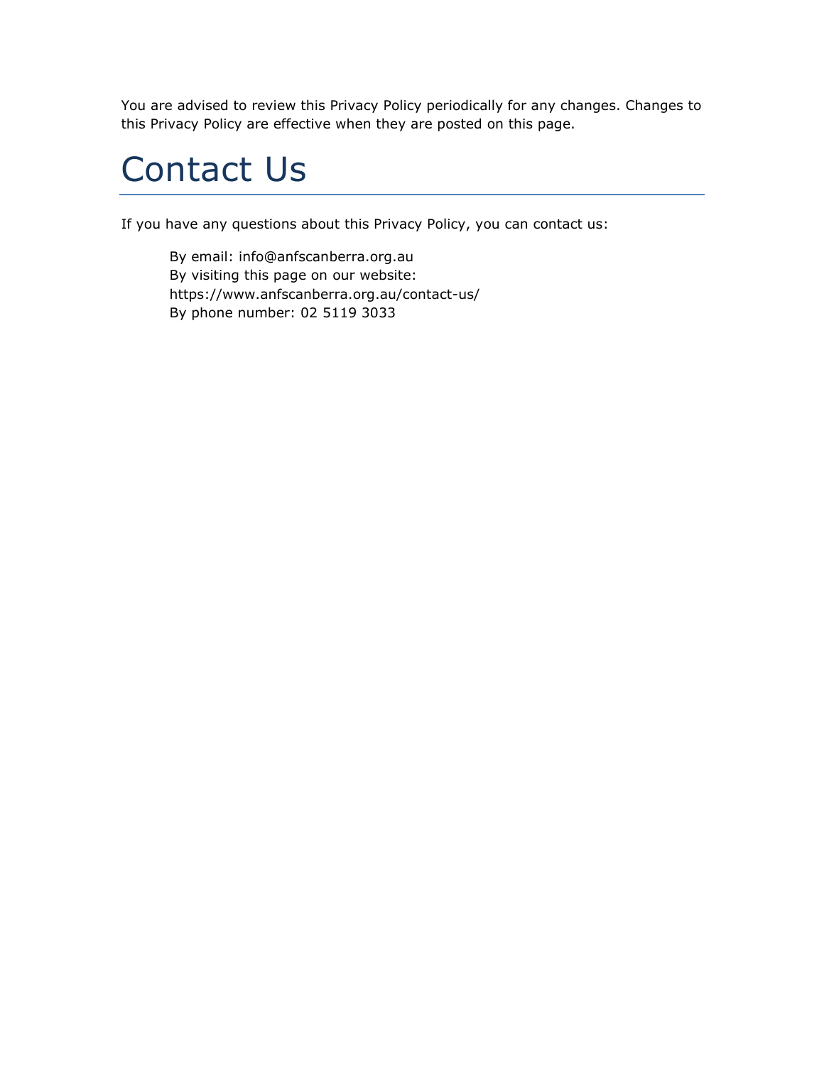You are advised to review this Privacy Policy periodically for any changes. Changes to this Privacy Policy are effective when they are posted on this page.

# Contact Us

If you have any questions about this Privacy Policy, you can contact us:

By email: info@anfscanberra.org.au
By visiting this page on our website: https://www.anfscanberra.org.au/contact-us/
By phone number: 02 5119 3033